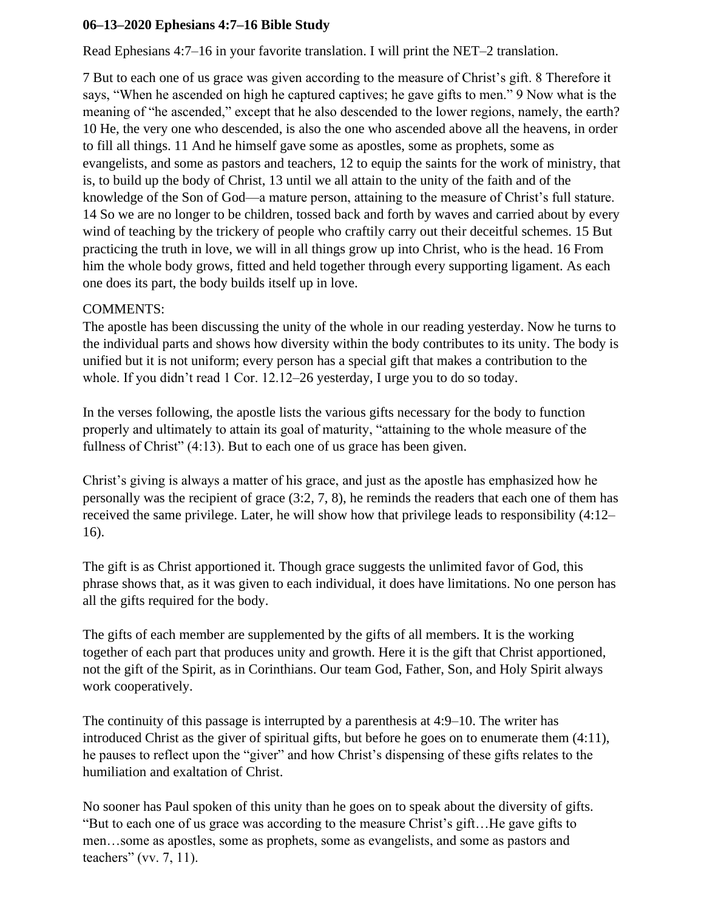**06–13–2020 Ephesians 4:7–16 Bible Study**

Read Ephesians 4:7–16 in your favorite translation. I will print the NET–2 translation.

7 But to each one of us grace was given according to the measure of Christ's gift. 8 Therefore it says, "When he ascended on high he captured captives; he gave gifts to men." 9 Now what is the meaning of "he ascended," except that he also descended to the lower regions, namely, the earth? 10 He, the very one who descended, is also the one who ascended above all the heavens, in order to fill all things. 11 And he himself gave some as apostles, some as prophets, some as evangelists, and some as pastors and teachers, 12 to equip the saints for the work of ministry, that is, to build up the body of Christ, 13 until we all attain to the unity of the faith and of the knowledge of the Son of God—a mature person, attaining to the measure of Christ's full stature. 14 So we are no longer to be children, tossed back and forth by waves and carried about by every wind of teaching by the trickery of people who craftily carry out their deceitful schemes. 15 But practicing the truth in love, we will in all things grow up into Christ, who is the head. 16 From him the whole body grows, fitted and held together through every supporting ligament. As each one does its part, the body builds itself up in love.

COMMENTS:
The apostle has been discussing the unity of the whole in our reading yesterday. Now he turns to the individual parts and shows how diversity within the body contributes to its unity. The body is unified but it is not uniform; every person has a special gift that makes a contribution to the whole. If you didn't read 1 Cor. 12.12–26 yesterday, I urge you to do so today.

In the verses following, the apostle lists the various gifts necessary for the body to function properly and ultimately to attain its goal of maturity, "attaining to the whole measure of the fullness of Christ" (4:13). But to each one of us grace has been given.

Christ's giving is always a matter of his grace, and just as the apostle has emphasized how he personally was the recipient of grace (3:2, 7, 8), he reminds the readers that each one of them has received the same privilege. Later, he will show how that privilege leads to responsibility (4:12–16).

The gift is as Christ apportioned it. Though grace suggests the unlimited favor of God, this phrase shows that, as it was given to each individual, it does have limitations. No one person has all the gifts required for the body.

The gifts of each member are supplemented by the gifts of all members. It is the working together of each part that produces unity and growth. Here it is the gift that Christ apportioned, not the gift of the Spirit, as in Corinthians. Our team God, Father, Son, and Holy Spirit always work cooperatively.

The continuity of this passage is interrupted by a parenthesis at 4:9–10. The writer has introduced Christ as the giver of spiritual gifts, but before he goes on to enumerate them (4:11), he pauses to reflect upon the "giver" and how Christ's dispensing of these gifts relates to the humiliation and exaltation of Christ.

No sooner has Paul spoken of this unity than he goes on to speak about the diversity of gifts. "But to each one of us grace was according to the measure Christ's gift…He gave gifts to men…some as apostles, some as prophets, some as evangelists, and some as pastors and teachers" (vv. 7, 11).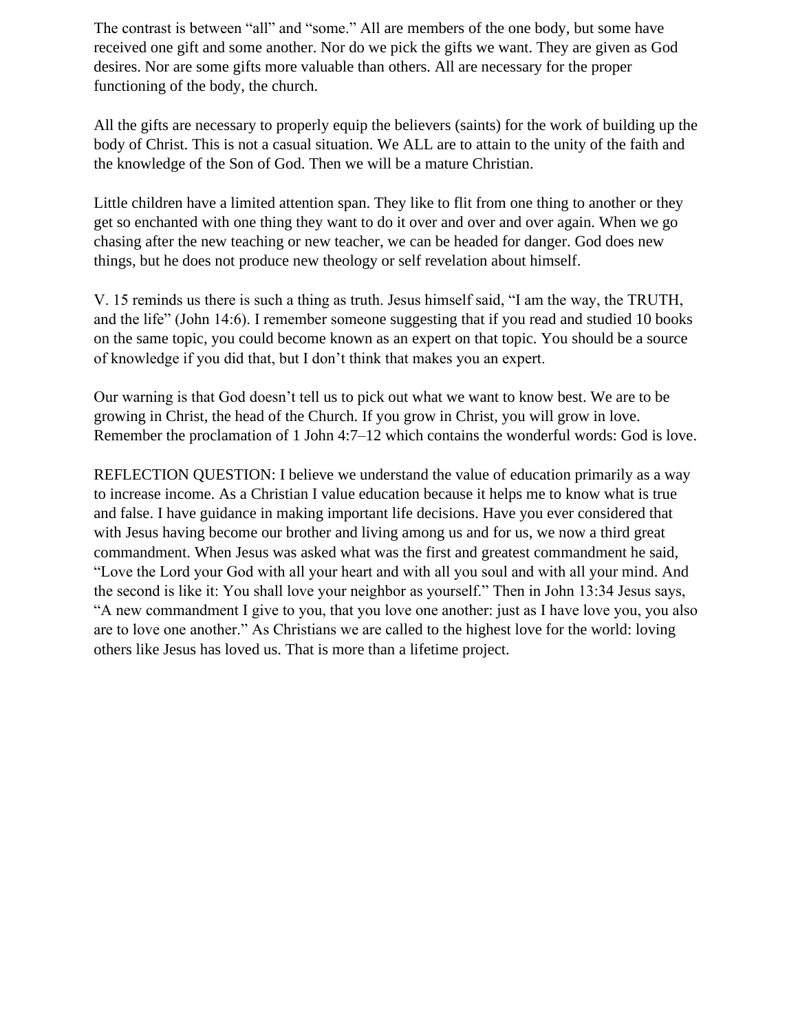The contrast is between “all” and “some.” All are members of the one body, but some have received one gift and some another. Nor do we pick the gifts we want. They are given as God desires. Nor are some gifts more valuable than others. All are necessary for the proper functioning of the body, the church.

All the gifts are necessary to properly equip the believers (saints) for the work of building up the body of Christ. This is not a casual situation. We ALL are to attain to the unity of the faith and the knowledge of the Son of God. Then we will be a mature Christian.

Little children have a limited attention span. They like to flit from one thing to another or they get so enchanted with one thing they want to do it over and over and over again. When we go chasing after the new teaching or new teacher, we can be headed for danger. God does new things, but he does not produce new theology or self revelation about himself.

V. 15 reminds us there is such a thing as truth. Jesus himself said, “I am the way, the TRUTH, and the life” (John 14:6). I remember someone suggesting that if you read and studied 10 books on the same topic, you could become known as an expert on that topic. You should be a source of knowledge if you did that, but I don’t think that makes you an expert.

Our warning is that God doesn’t tell us to pick out what we want to know best. We are to be growing in Christ, the head of the Church. If you grow in Christ, you will grow in love. Remember the proclamation of 1 John 4:7–12 which contains the wonderful words: God is love.

REFLECTION QUESTION: I believe we understand the value of education primarily as a way to increase income. As a Christian I value education because it helps me to know what is true and false. I have guidance in making important life decisions. Have you ever considered that with Jesus having become our brother and living among us and for us, we now a third great commandment. When Jesus was asked what was the first and greatest commandment he said, “Love the Lord your God with all your heart and with all you soul and with all your mind. And the second is like it: You shall love your neighbor as yourself.” Then in John 13:34 Jesus says, “A new commandment I give to you, that you love one another: just as I have love you, you also are to love one another.” As Christians we are called to the highest love for the world: loving others like Jesus has loved us. That is more than a lifetime project.